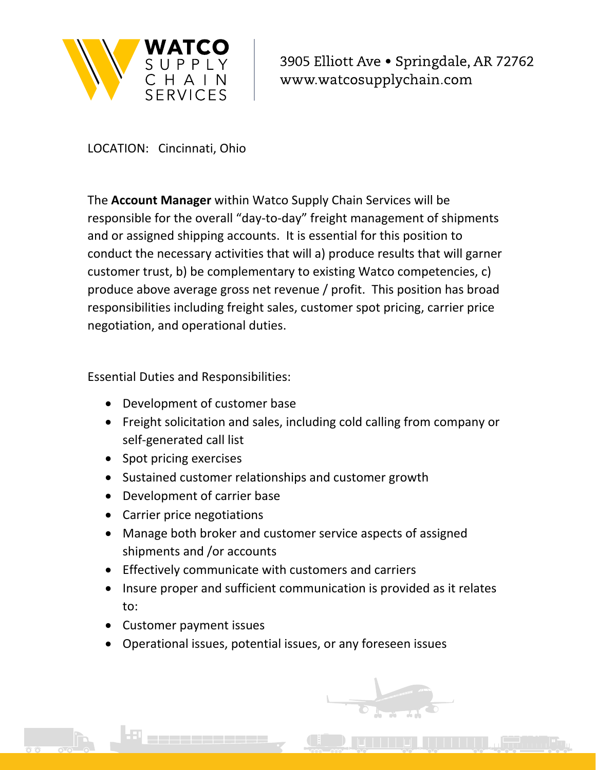WATCO SUPPLY CHAIN SERVICES

3905 Elliott Ave • Springdale, AR 72762
www.watcosupplychain.com

LOCATION: Cincinnati, Ohio

The **Account Manager** within Watco Supply Chain Services will be responsible for the overall "day-to-day" freight management of shipments and or assigned shipping accounts. It is essential for this position to conduct the necessary activities that will a) produce results that will garner customer trust, b) be complementary to existing Watco competencies, c) produce above average gross net revenue / profit. This position has broad responsibilities including freight sales, customer spot pricing, carrier price negotiation, and operational duties.

Essential Duties and Responsibilities:

- Development of customer base
- Freight solicitation and sales, including cold calling from company or self-generated call list
- Spot pricing exercises
- Sustained customer relationships and customer growth
- Development of carrier base
- Carrier price negotiations
- Manage both broker and customer service aspects of assigned shipments and /or accounts
- Effectively communicate with customers and carriers
- Insure proper and sufficient communication is provided as it relates to:
- Customer payment issues
- Operational issues, potential issues, or any foreseen issues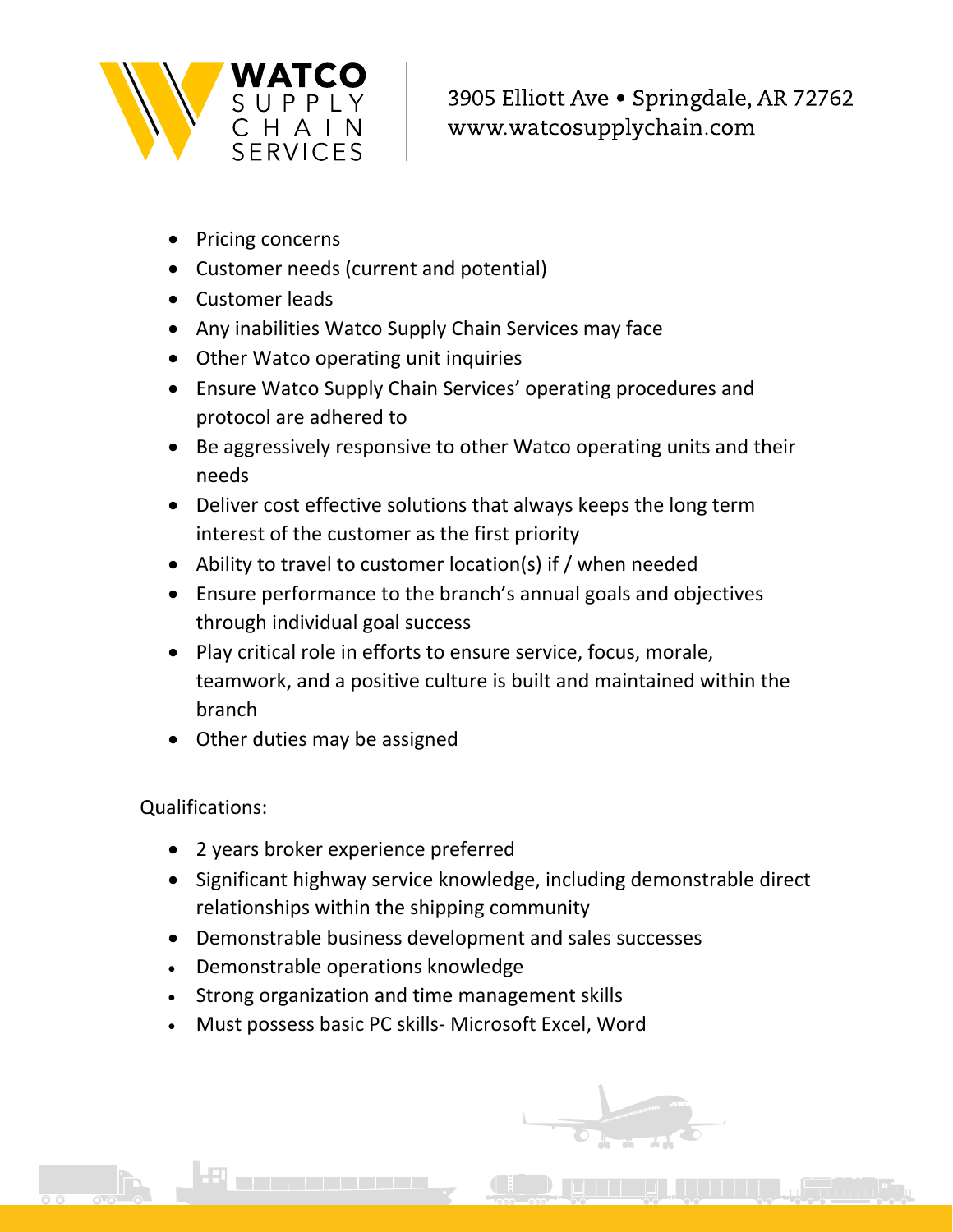- Pricing concerns
- Customer needs (current and potential)
- Customer leads
- Any inabilities Watco Supply Chain Services may face
- Other Watco operating unit inquiries
- Ensure Watco Supply Chain Services' operating procedures and protocol are adhered to
- Be aggressively responsive to other Watco operating units and their needs
- Deliver cost effective solutions that always keeps the long term interest of the customer as the first priority
- Ability to travel to customer location(s) if / when needed
- Ensure performance to the branch's annual goals and objectives through individual goal success
- Play critical role in efforts to ensure service, focus, morale, teamwork, and a positive culture is built and maintained within the branch
- Other duties may be assigned

Qualifications:

- 2 years broker experience preferred
- Significant highway service knowledge, including demonstrable direct relationships within the shipping community
- Demonstrable business development and sales successes
- Demonstrable operations knowledge
- Strong organization and time management skills
- Must possess basic PC skills- Microsoft Excel, Word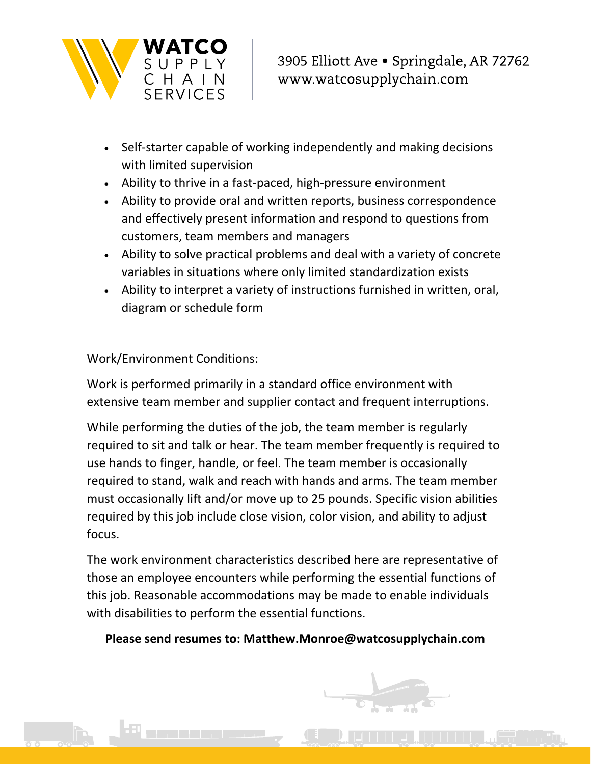- Self-starter capable of working independently and making decisions with limited supervision
- Ability to thrive in a fast-paced, high-pressure environment
- Ability to provide oral and written reports, business correspondence and effectively present information and respond to questions from customers, team members and managers
- Ability to solve practical problems and deal with a variety of concrete variables in situations where only limited standardization exists
- Ability to interpret a variety of instructions furnished in written, oral, diagram or schedule form

Work/Environment Conditions:

Work is performed primarily in a standard office environment with extensive team member and supplier contact and frequent interruptions.

While performing the duties of the job, the team member is regularly required to sit and talk or hear. The team member frequently is required to use hands to finger, handle, or feel. The team member is occasionally required to stand, walk and reach with hands and arms. The team member must occasionally lift and/or move up to 25 pounds. Specific vision abilities required by this job include close vision, color vision, and ability to adjust focus.

The work environment characteristics described here are representative of those an employee encounters while performing the essential functions of this job. Reasonable accommodations may be made to enable individuals with disabilities to perform the essential functions.

**Please send resumes to: Matthew.Monroe@watcosupplychain.com**